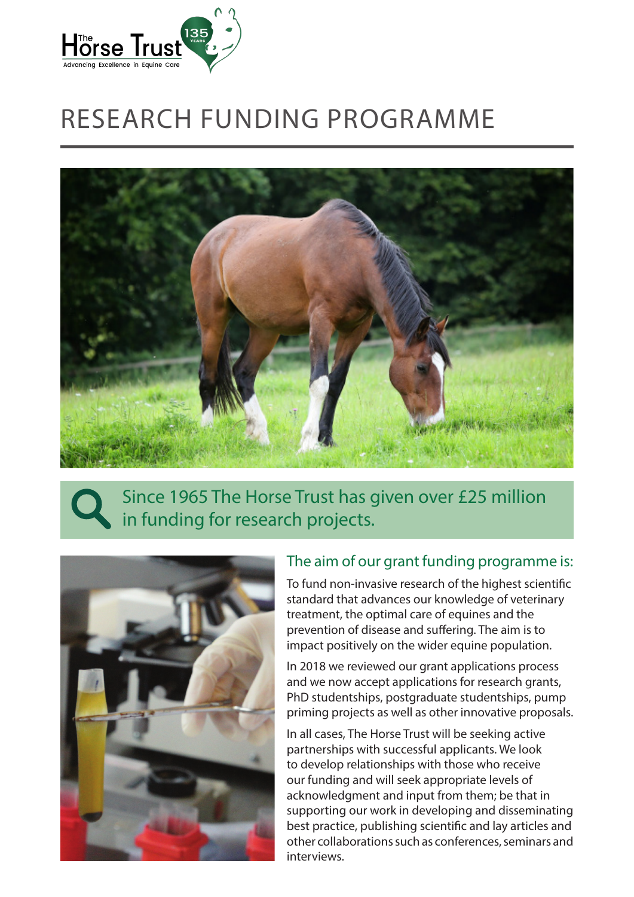The Horse Trust
Advancing Excellence in Equine Care

135 YEARS

# RESEARCH FUNDING PROGRAMME

Since 1965 The Horse Trust has given over £25 million in funding for research projects.

## The aim of our grant funding programme is:

To fund non-invasive research of the highest scientific standard that advances our knowledge of veterinary treatment, the optimal care of equines and the prevention of disease and suffering. The aim is to impact positively on the wider equine population.

In 2018 we reviewed our grant applications process and we now accept applications for research grants, PhD studentships, postgraduate studentships, pump priming projects as well as other innovative proposals.

In all cases, The Horse Trust will be seeking active partnerships with successful applicants. We look to develop relationships with those who receive our funding and will seek appropriate levels of acknowledgment and input from them; be that in supporting our work in developing and disseminating best practice, publishing scientific and lay articles and other collaborations such as conferences, seminars and interviews.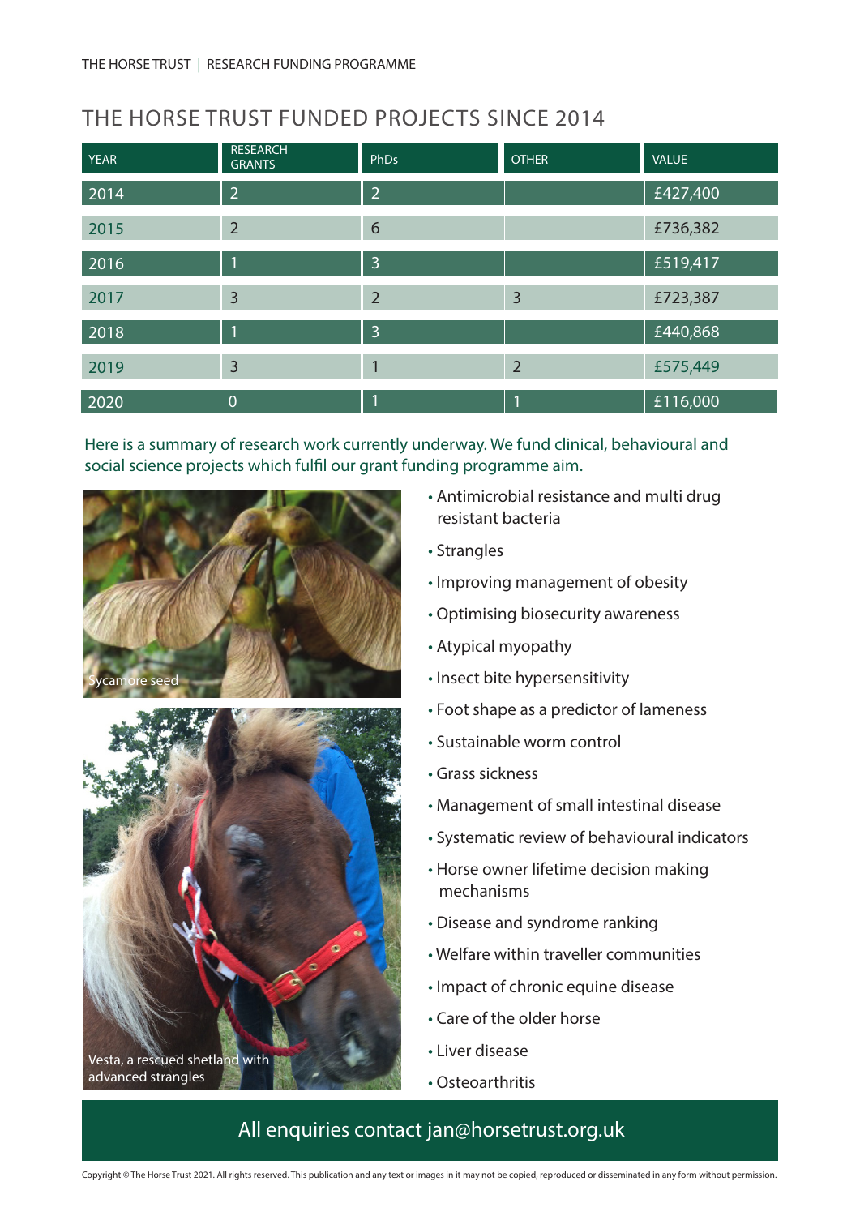## THE HORSE TRUST FUNDED PROJECTS SINCE 2014

| YEAR | RESEARCH GRANTS | PhDs | OTHER | VALUE |
|---|---|---|---|---|
| 2014 | 2 | 2 | | £427,400 |
| 2015 | 2 | 6 | | £736,382 |
| 2016 | 1 | 3 | | £519,417 |
| 2017 | 3 | 2 | 3 | £723,387 |
| 2018 | 1 | 3 | | £440,868 |
| 2019 | 3 | 1 | 2 | £575,449 |
| 2020 | 0 | 1 | 1 | £116,000 |

Here is a summary of research work currently underway. We fund clinical, behavioural and social science projects which fulfil our grant funding programme aim.

Sycamore seed

Vesta, a rescued shetland with advanced strangles

- Antimicrobial resistance and multi drug resistant bacteria
- Strangles
- Improving management of obesity
- Optimising biosecurity awareness
- Atypical myopathy
- Insect bite hypersensitivity
- Foot shape as a predictor of lameness
- Sustainable worm control
- Grass sickness
- Management of small intestinal disease
- Systematic review of behavioural indicators
- Horse owner lifetime decision making mechanisms
- Disease and syndrome ranking
- Welfare within traveller communities
- Impact of chronic equine disease
- Care of the older horse
- Liver disease
- Osteoarthritis

All enquiries contact jan@horsetrust.org.uk

Copyright © The Horse Trust 2021. All rights reserved. This publication and any text or images in it may not be copied, reproduced or disseminated in any form without permission.